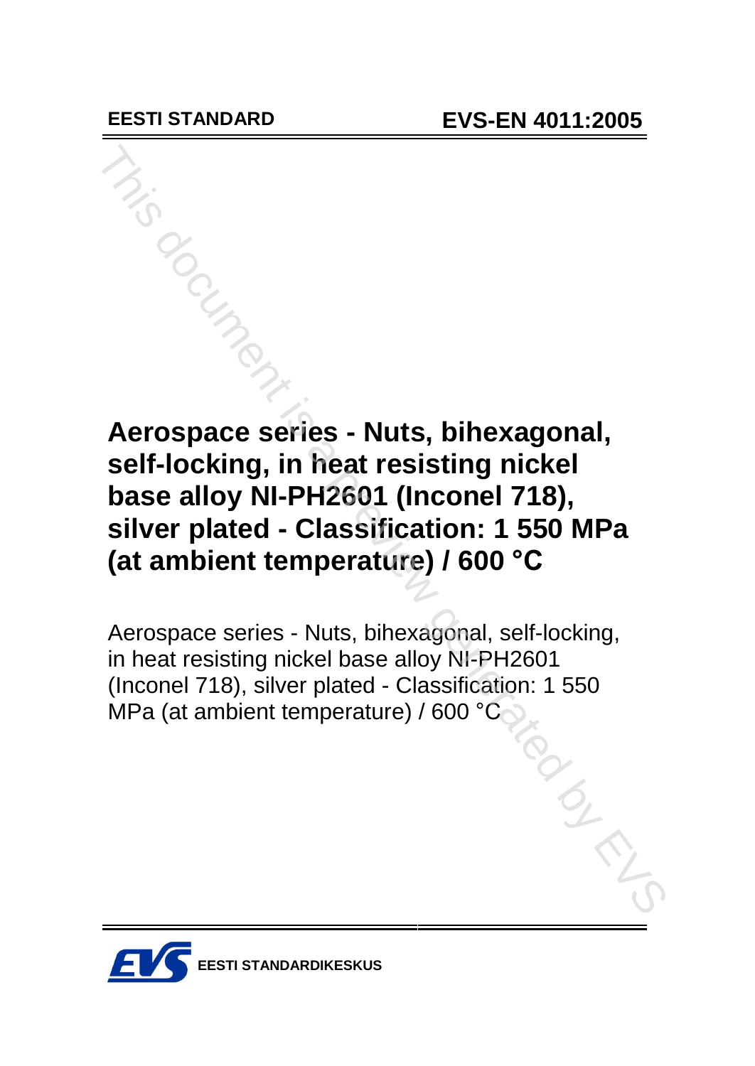**EESTI STANDARD** **EVS-EN 4011:2005**

# Aerospace series - Nuts, bihexagonal, self-locking, in heat resisting nickel base alloy NI-PH2601 (Inconel 718), silver plated - Classification: 1 550 MPa (at ambient temperature) / 600 °C

Aerospace series - Nuts, bihexagonal, self-locking, in heat resisting nickel base alloy NI-PH2601 (Inconel 718), silver plated - Classification: 1 550 MPa (at ambient temperature) / 600 °C

**EESTI STANDARDIKESKUS**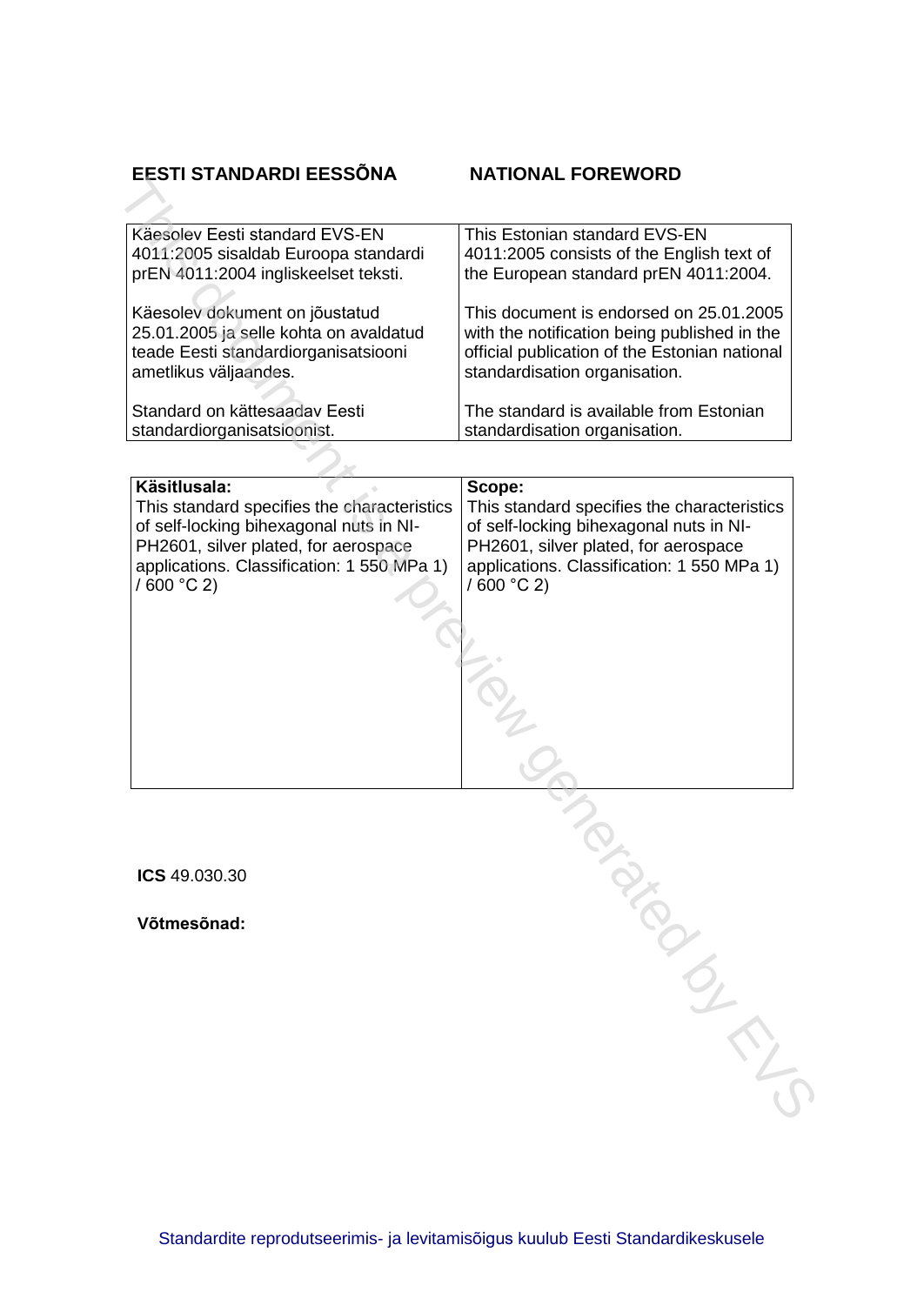| EESTI STANDARDI EESSÕNA | NATIONAL FOREWORD |
|---|---|
| Käesolev Eesti standard EVS-EN 4011:2005 sisaldab Euroopa standardi prEN 4011:2004 ingliskeelset teksti.<br><br>Käesolev dokument on jõustatud 25.01.2005 ja selle kohta on avaldatud teade Eesti standardiorganisatsiooni ametlikus väljaandes.<br><br>Standard on kättesaadav Eesti standardiorganisatsioonist. | This Estonian standard EVS-EN 4011:2005 consists of the English text of the European standard prEN 4011:2004.<br><br>This document is endorsed on 25.01.2005 with the notification being published in the official publication of the Estonian national standardisation organisation.<br><br>The standard is available from Estonian standardisation organisation. |

| **Käsitlusala:** | **Scope:** |
|---|---|
| This standard specifies the characteristics of self-locking bihexagonal nuts in NI-PH2601, silver plated, for aerospace applications. Classification: 1 550 MPa 1) / 600 °C 2) | This standard specifies the characteristics of self-locking bihexagonal nuts in NI-PH2601, silver plated, for aerospace applications. Classification: 1 550 MPa 1) / 600 °C 2) |

**ICS** 49.030.30

**Võtmesõnad:**

Standardite reprodutseerimis- ja levitamisõigus kuulub Eesti Standardikeskusele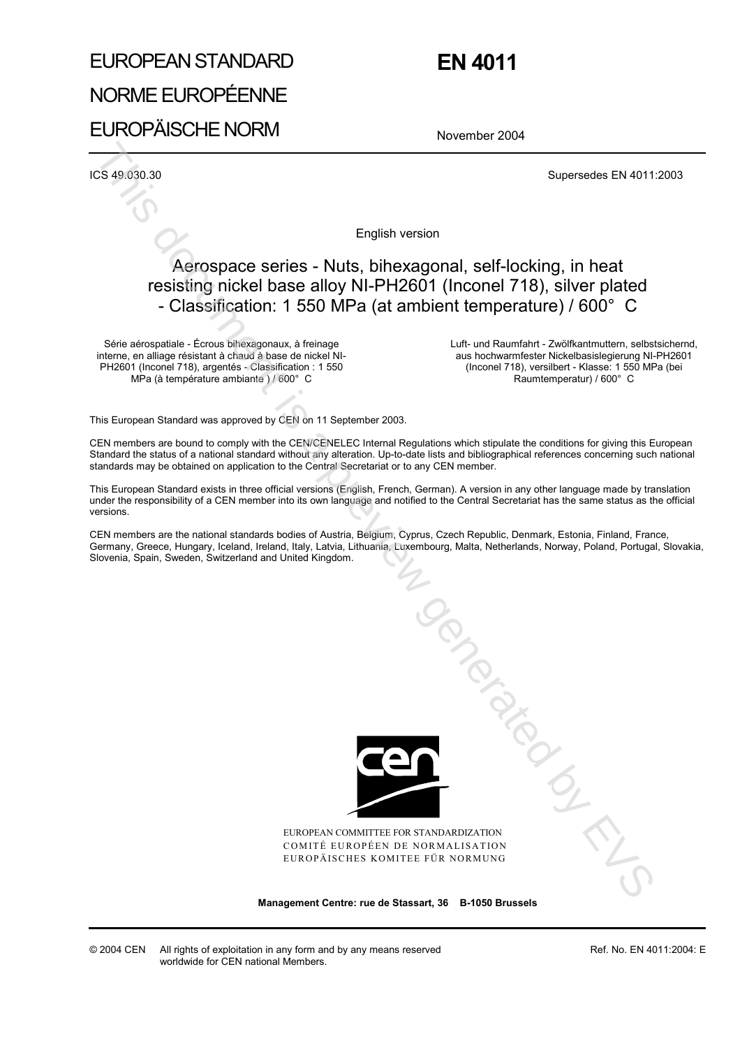# EUROPEAN STANDARD
# NORME EUROPÉENNE
# EUROPÄISCHE NORM

# EN 4011

November 2004

ICS 49.030.30

Supersedes EN 4011:2003

English version

## Aerospace series - Nuts, bihexagonal, self-locking, in heat resisting nickel base alloy NI-PH2601 (Inconel 718), silver plated - Classification: 1 550 MPa (at ambient temperature) / 600° C

Série aérospatiale - Écrous bihexagonaux, à freinage interne, en alliage résistant à chaud à base de nickel NI-PH2601 (Inconel 718), argentés - Classification : 1 550 MPa (à température ambiante ) / 600° C

Luft- und Raumfahrt - Zwölfkantmuttern, selbstsichernd, aus hochwarmfester Nickelbasislegierung NI-PH2601 (Inconel 718), versilbert - Klasse: 1 550 MPa (bei Raumtemperatur) / 600° C

This European Standard was approved by CEN on 11 September 2003.

CEN members are bound to comply with the CEN/CENELEC Internal Regulations which stipulate the conditions for giving this European Standard the status of a national standard without any alteration. Up-to-date lists and bibliographical references concerning such national standards may be obtained on application to the Central Secretariat or to any CEN member.

This European Standard exists in three official versions (English, French, German). A version in any other language made by translation under the responsibility of a CEN member into its own language and notified to the Central Secretariat has the same status as the official versions.

CEN members are the national standards bodies of Austria, Belgium, Cyprus, Czech Republic, Denmark, Estonia, Finland, France, Germany, Greece, Hungary, Iceland, Ireland, Italy, Latvia, Lithuania, Luxembourg, Malta, Netherlands, Norway, Poland, Portugal, Slovakia, Slovenia, Spain, Sweden, Switzerland and United Kingdom.

EUROPEAN COMMITTEE FOR STANDARDIZATION
COMITÉ EUROPÉEN DE NORMALISATION
EUROPÄISCHES KOMITEE FÜR NORMUNG

**Management Centre: rue de Stassart, 36 B-1050 Brussels**

© 2004 CEN All rights of exploitation in any form and by any means reserved worldwide for CEN national Members.

Ref. No. EN 4011:2004: E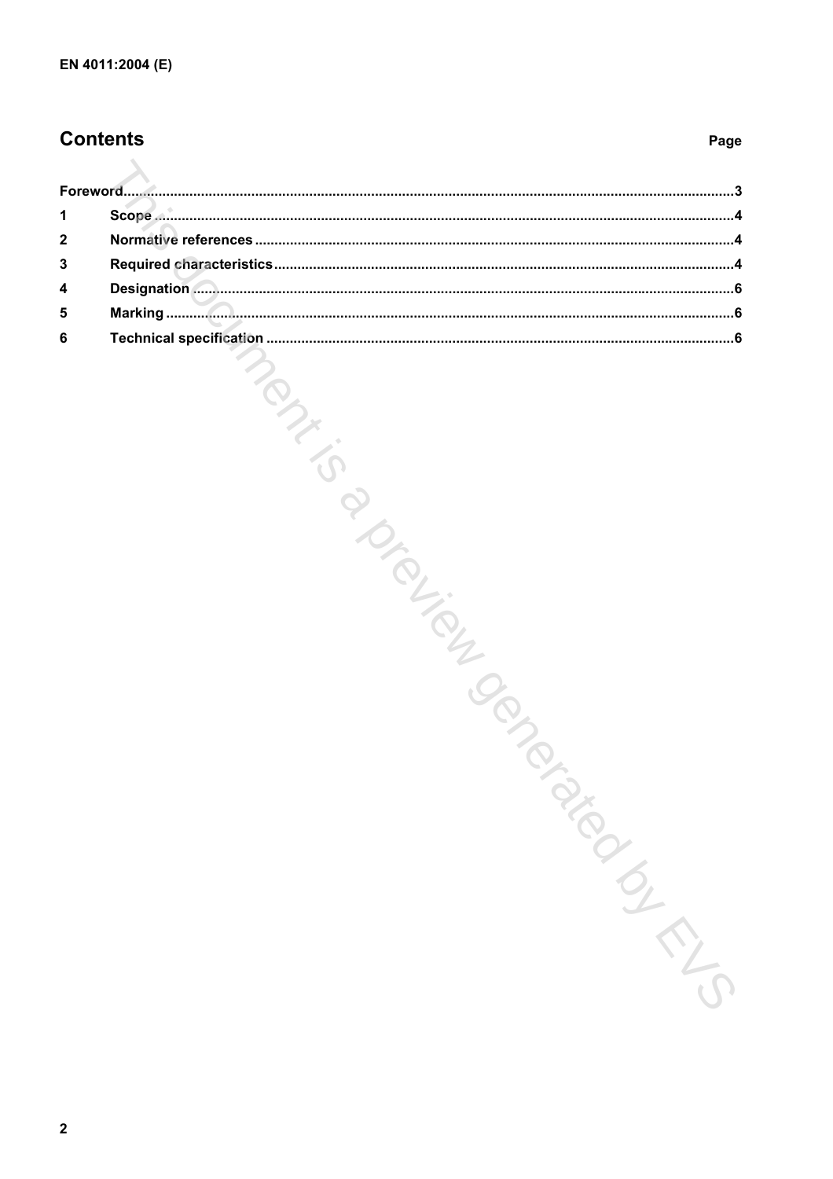## Contents

| | | Page |
|---|---|---|
| Foreword | | 3 |
| 1 | Scope | 4 |
| 2 | Normative references | 4 |
| 3 | Required characteristics | 4 |
| 4 | Designation | 6 |
| 5 | Marking | 6 |
| 6 | Technical specification | 6 |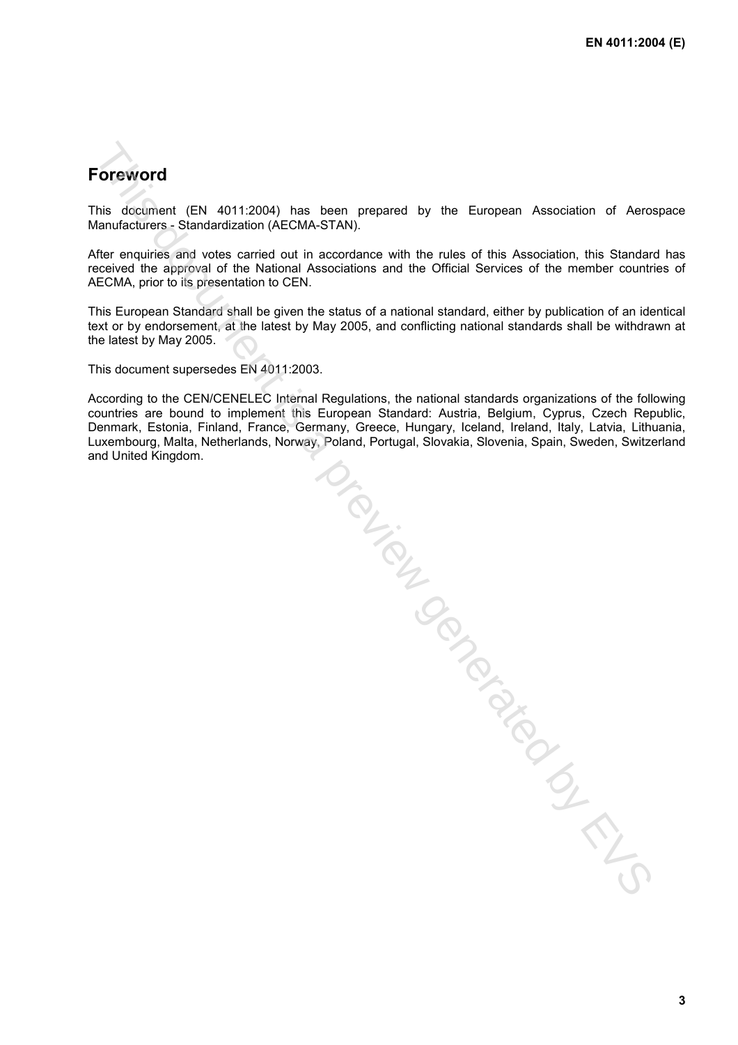## Foreword

This document (EN 4011:2004) has been prepared by the European Association of Aerospace Manufacturers - Standardization (AECMA-STAN).

After enquiries and votes carried out in accordance with the rules of this Association, this Standard has received the approval of the National Associations and the Official Services of the member countries of AECMA, prior to its presentation to CEN.

This European Standard shall be given the status of a national standard, either by publication of an identical text or by endorsement, at the latest by May 2005, and conflicting national standards shall be withdrawn at the latest by May 2005.

This document supersedes EN 4011:2003.

According to the CEN/CENELEC Internal Regulations, the national standards organizations of the following countries are bound to implement this European Standard: Austria, Belgium, Cyprus, Czech Republic, Denmark, Estonia, Finland, France, Germany, Greece, Hungary, Iceland, Ireland, Italy, Latvia, Lithuania, Luxembourg, Malta, Netherlands, Norway, Poland, Portugal, Slovakia, Slovenia, Spain, Sweden, Switzerland and United Kingdom.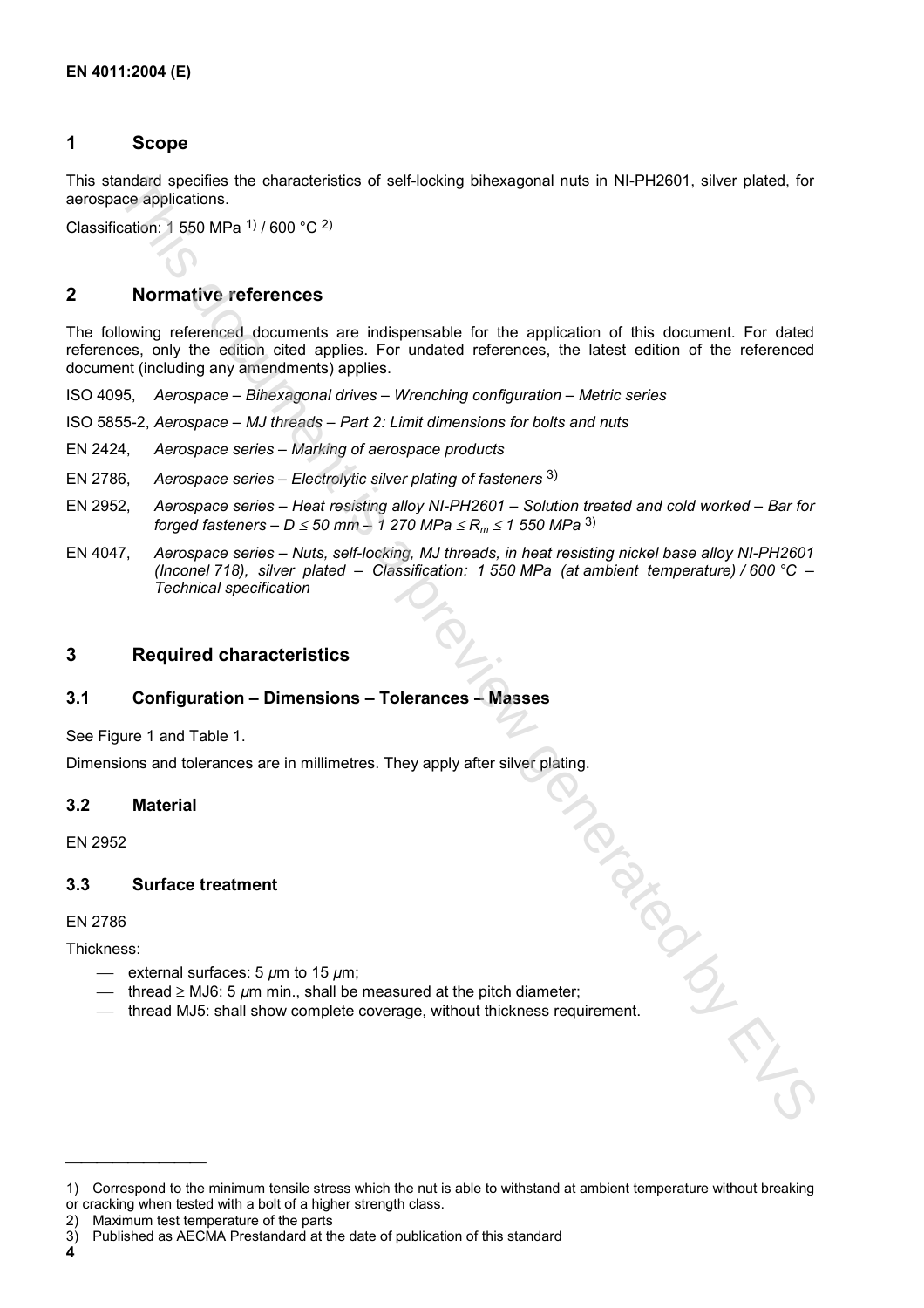## 1 Scope

This standard specifies the characteristics of self-locking bihexagonal nuts in NI-PH2601, silver plated, for aerospace applications.

Classification: 1 550 MPa [1] / 600 °C [2]

## 2 Normative references

The following referenced documents are indispensable for the application of this document. For dated references, only the edition cited applies. For undated references, the latest edition of the referenced document (including any amendments) applies.

ISO 4095, *Aerospace – Bihexagonal drives – Wrenching configuration – Metric series*

ISO 5855-2, *Aerospace – MJ threads – Part 2: Limit dimensions for bolts and nuts*

EN 2424, *Aerospace series – Marking of aerospace products*

EN 2786, *Aerospace series – Electrolytic silver plating of fasteners* [3]

EN 2952, *Aerospace series – Heat resisting alloy NI-PH2601 – Solution treated and cold worked – Bar for forged fasteners – $D \leq 50$ mm – 1 270 MPa $\leq R_m \leq$ 1 550 MPa* [3]

EN 4047, *Aerospace series – Nuts, self-locking, MJ threads, in heat resisting nickel base alloy NI-PH2601 (Inconel 718), silver plated – Classification: 1 550 MPa (at ambient temperature) / 600 °C – Technical specification*

## 3 Required characteristics

### 3.1 Configuration – Dimensions – Tolerances – Masses

See Figure 1 and Table 1.

Dimensions and tolerances are in millimetres. They apply after silver plating.

### 3.2 Material

EN 2952

### 3.3 Surface treatment

EN 2786

Thickness:

- external surfaces: 5 $\mu$m to 15 $\mu$m;
- thread $\geq$ MJ6: 5 $\mu$m min., shall be measured at the pitch diameter;
- thread MJ5: shall show complete coverage, without thickness requirement.

---

1) Correspond to the minimum tensile stress which the nut is able to withstand at ambient temperature without breaking or cracking when tested with a bolt of a higher strength class.

2) Maximum test temperature of the parts

3) Published as AECMA Prestandard at the date of publication of this standard